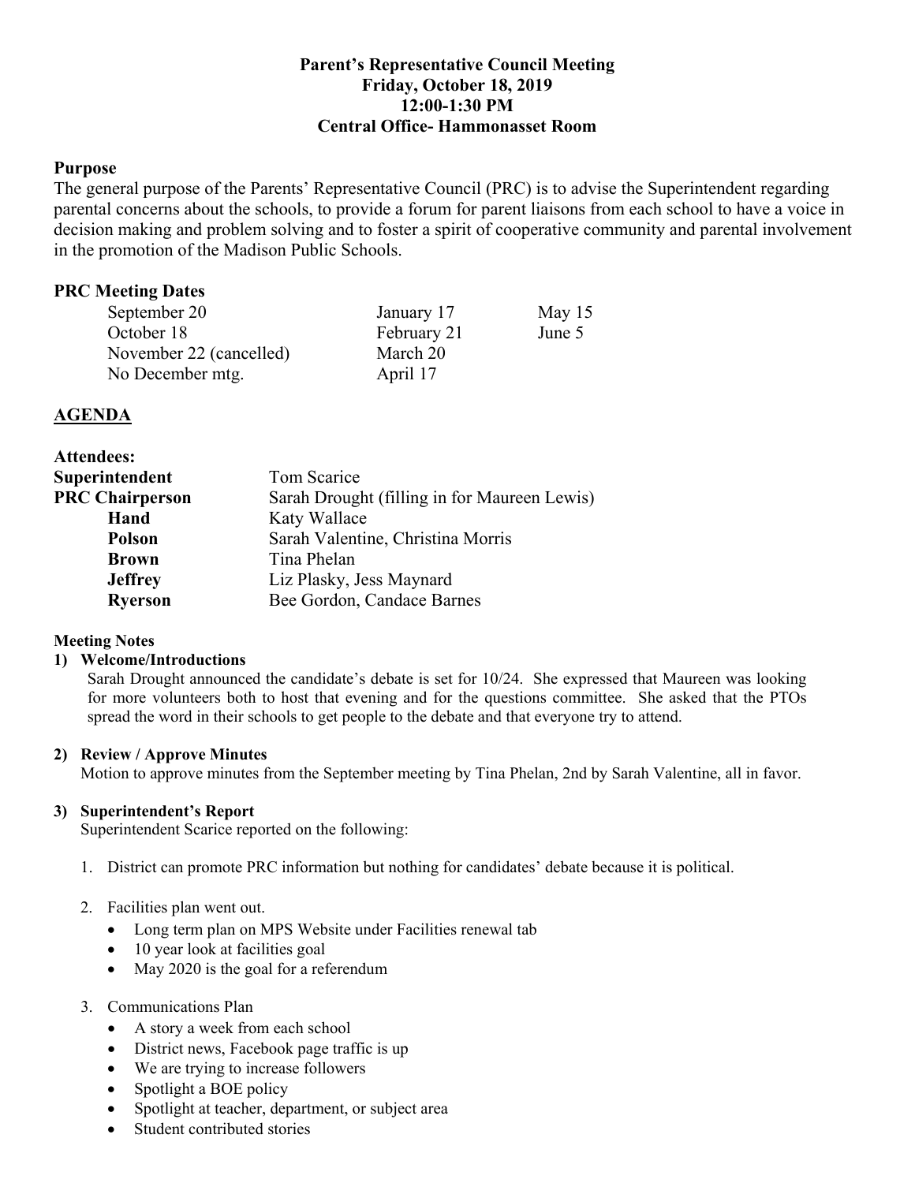# Parent's Representative Council Meeting
## Friday, October 18, 2019
## 12:00-1:30 PM
## Central Office- Hammonasset Room

### Purpose

The general purpose of the Parents' Representative Council (PRC) is to advise the Superintendent regarding parental concerns about the schools, to provide a forum for parent liaisons from each school to have a voice in decision making and problem solving and to foster a spirit of cooperative community and parental involvement in the promotion of the Madison Public Schools.

### PRC Meeting Dates

| | | |
|---|---|---|
| September 20 | January 17 | May 15 |
| October 18 | February 21 | June 5 |
| November 22 (cancelled) | March 20 | |
| No December mtg. | April 17 | |

### AGENDA

**Attendees:**

| | |
|---|---|
| **Superintendent** | Tom Scarice |
| **PRC Chairperson** | Sarah Drought (filling in for Maureen Lewis) |
| **Hand** | Katy Wallace |
| **Polson** | Sarah Valentine, Christina Morris |
| **Brown** | Tina Phelan |
| **Jeffrey** | Liz Plasky, Jess Maynard |
| **Ryerson** | Bee Gordon, Candace Barnes |

**Meeting Notes**

**1) Welcome/Introductions**

Sarah Drought announced the candidate's debate is set for 10/24. She expressed that Maureen was looking for more volunteers both to host that evening and for the questions committee. She asked that the PTOs spread the word in their schools to get people to the debate and that everyone try to attend.

**2) Review / Approve Minutes**

Motion to approve minutes from the September meeting by Tina Phelan, 2nd by Sarah Valentine, all in favor.

**3) Superintendent's Report**

Superintendent Scarice reported on the following:

1. District can promote PRC information but nothing for candidates' debate because it is political.

2. Facilities plan went out.
   - Long term plan on MPS Website under Facilities renewal tab
   - 10 year look at facilities goal
   - May 2020 is the goal for a referendum

3. Communications Plan
   - A story a week from each school
   - District news, Facebook page traffic is up
   - We are trying to increase followers
   - Spotlight a BOE policy
   - Spotlight at teacher, department, or subject area
   - Student contributed stories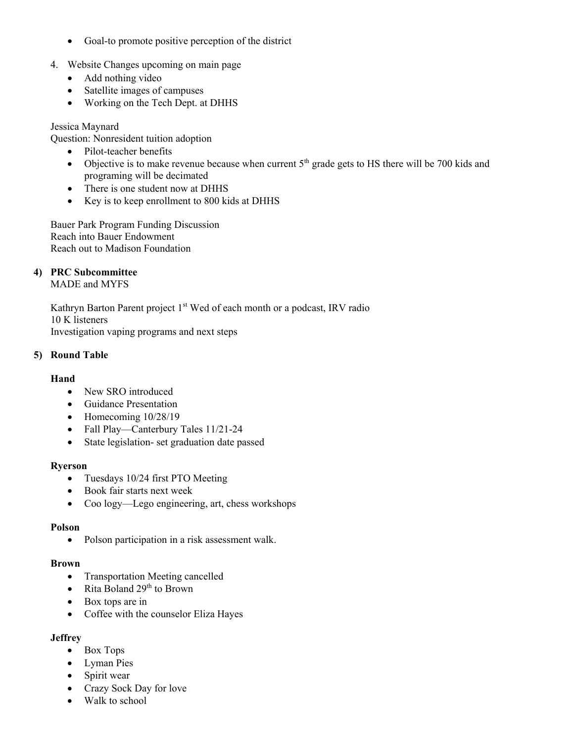- Goal-to promote positive perception of the district

4. Website Changes upcoming on main page
   - Add nothing video
   - Satellite images of campuses
   - Working on the Tech Dept. at DHHS

Jessica Maynard
Question: Nonresident tuition adoption

- Pilot-teacher benefits
- Objective is to make revenue because when current 5th grade gets to HS there will be 700 kids and programing will be decimated
- There is one student now at DHHS
- Key is to keep enrollment to 800 kids at DHHS

Bauer Park Program Funding Discussion
Reach into Bauer Endowment
Reach out to Madison Foundation

**4) PRC Subcommittee**

MADE and MYFS

Kathryn Barton Parent project 1st Wed of each month or a podcast, IRV radio
10 K listeners
Investigation vaping programs and next steps

**5) Round Table**

**Hand**

- New SRO introduced
- Guidance Presentation
- Homecoming 10/28/19
- Fall Play—Canterbury Tales 11/21-24
- State legislation- set graduation date passed

**Ryerson**

- Tuesdays 10/24 first PTO Meeting
- Book fair starts next week
- Coo logy—Lego engineering, art, chess workshops

**Polson**

- Polson participation in a risk assessment walk.

**Brown**

- Transportation Meeting cancelled
- Rita Boland 29th to Brown
- Box tops are in
- Coffee with the counselor Eliza Hayes

**Jeffrey**

- Box Tops
- Lyman Pies
- Spirit wear
- Crazy Sock Day for love
- Walk to school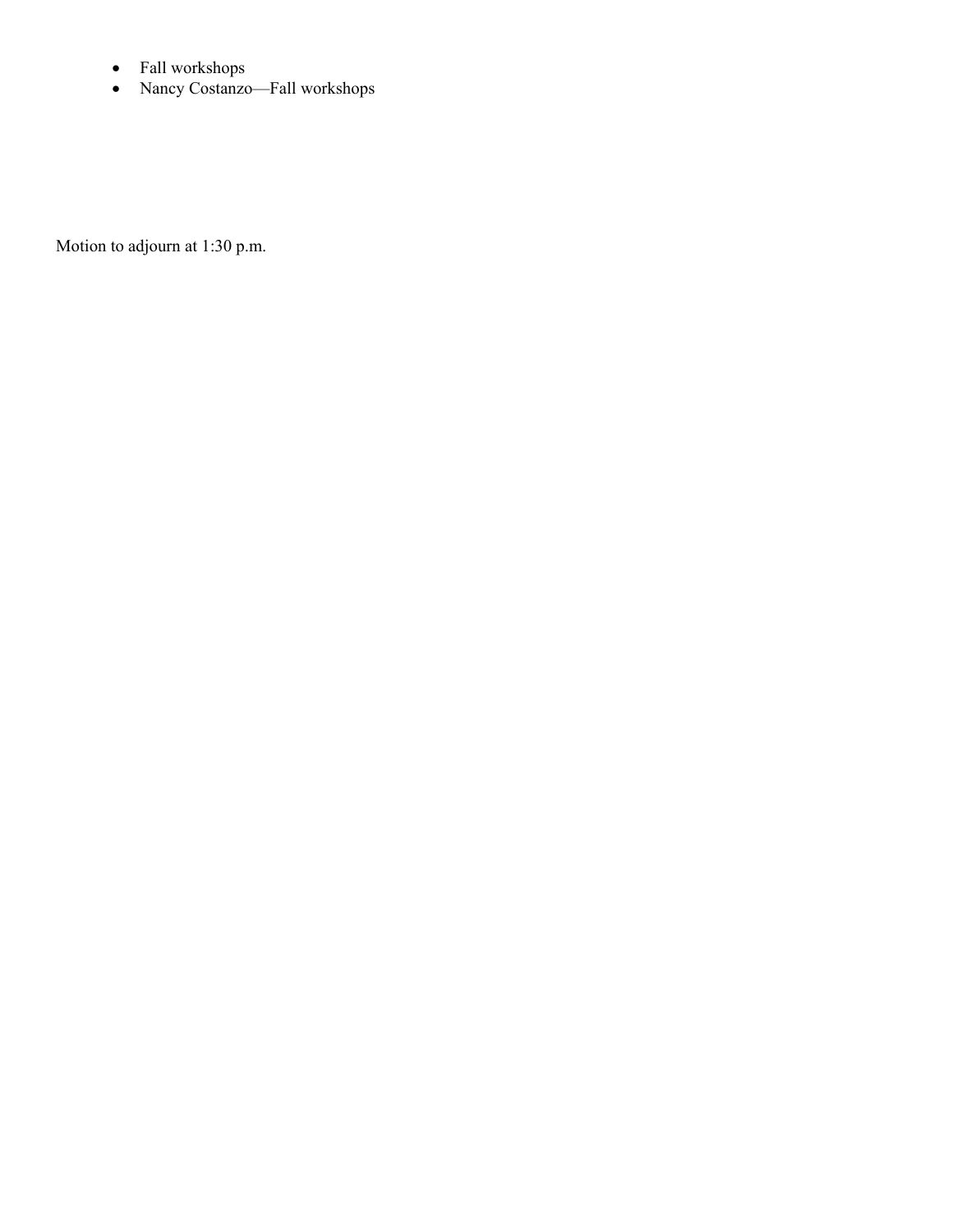- Fall workshops
- Nancy Costanzo—Fall workshops

Motion to adjourn at 1:30 p.m.